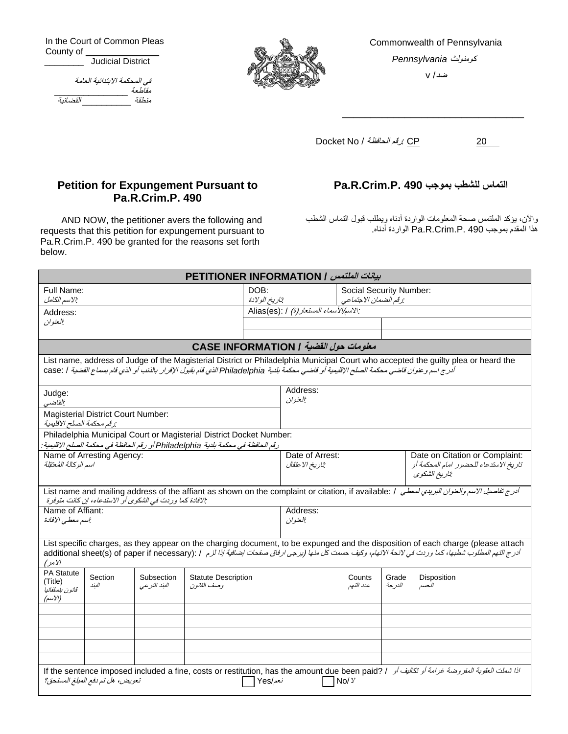In the Court of Common Pleas
County of _______________
________ Judicial District

في المحكمة الابتدائية العامة
مقاطعة _______________
منطقة ___________ القضائية

Commonwealth of Pennsylvania

كومنولث Pennsylvania

ضد/ v

_____________________________________

Docket No / رقم الحافظة: CP ________ 20___

## Petition for Expungement Pursuant to Pa.R.Crim.P. 490

## التماس للشطب بموجب Pa.R.Crim.P. 490

AND NOW, the petitioner avers the following and requests that this petition for expungement pursuant to Pa.R.Crim.P. 490 be granted for the reasons set forth below.

والآن، يؤكد الملتمس صحة المعلومات الواردة أدناه ويطلب قبول التماس الشطب هذا المقدم بموجب Pa.R.Crim.P. 490 الواردة أدناه.

| PETITIONER INFORMATION / بيانات الملتمس | | |
|---|---|---|
| Full Name: <br> الاسم الكامل: | DOB: <br> تاريخ الولادة: | Social Security Number: <br> رقم الضمان الاجتماعي: |
| Address: <br> العنوان: | Alias(es): / الاسم/الأسماء المستعار(ة): | |

| CASE INFORMATION / معلومات حول القضية | | |
|---|---|---|
| List name, address of Judge of the Magisterial District or Philadelphia Municipal Court who accepted the guilty plea or heard the case: / أدرج اسم وعنوان قاضي محكمة الصلح الإقليمية أو قاضي محكمة بلدية Philadelphia الذي قام بقبول الإقرار بالذنب أو الذي قام بسماع القضية | | |
| Judge: <br> القاضي: | Address: <br> العنوان: | |
| Magisterial District Court Number: <br> رقم محكمة الصلح الاقليمية: | | |
| Philadelphia Municipal Court or Magisterial District Docket Number: <br> رقم الحافظة في محكمة بلدية Philadelphia أو رقم الحافظة في محكمة الصلح الاقليمية: | | |
| Name of Arresting Agency: <br> اسم الوكالة المُعتقِلة | Date of Arrest: <br> تاريخ الاعتقال: | Date on Citation or Complaint: <br> تاريخ الاستدعاء للحضور امام المحكمة أو تاريخ الشكوى: |
| List name and mailing address of the affiant as shown on the complaint or citation, if available: / أدرج تفاصيل الاسم والعنوان البريدي لمعطي الافادة كما وردت في الشكوى أو الاستدعاء، إن كانت متوفرة: | | |
| Name of Affiant: <br> اسم معطي الافادة: | Address: <br> العنوان: | |

List specific charges, as they appear on the charging document, to be expunged and the disposition of each charge (please attach additional sheet(s) of paper if necessary): / أدرج التهم المطلوب شطبها، كما وردت في لائحة الاتهام، وكيف حسمت كل منها (يرجى ارفاق صفحات إضافية إذا لزم الامر)

| PA Statute (Title) <br> قانون بنسلفانيا (الاسم) | Section <br> البند | Subsection <br> البند الفرعي | Statute Description <br> وصف القانون | Counts <br> عدد التهم | Grade <br> الدرجة | Disposition <br> الحسم |
|---|---|---|---|---|---|---|
| | | | | | | |
| | | | | | | |
| | | | | | | |
| | | | | | | |
| | | | | | | |

If the sentence imposed included a fine, costs or restitution, has the amount due been paid? / اذا شملت العقوبة المفروضة غرامة أو تكاليف أو تعويض، هل تم دفع المبلغ المستحق؟ ☐ Yes/نعم ☐ No/لا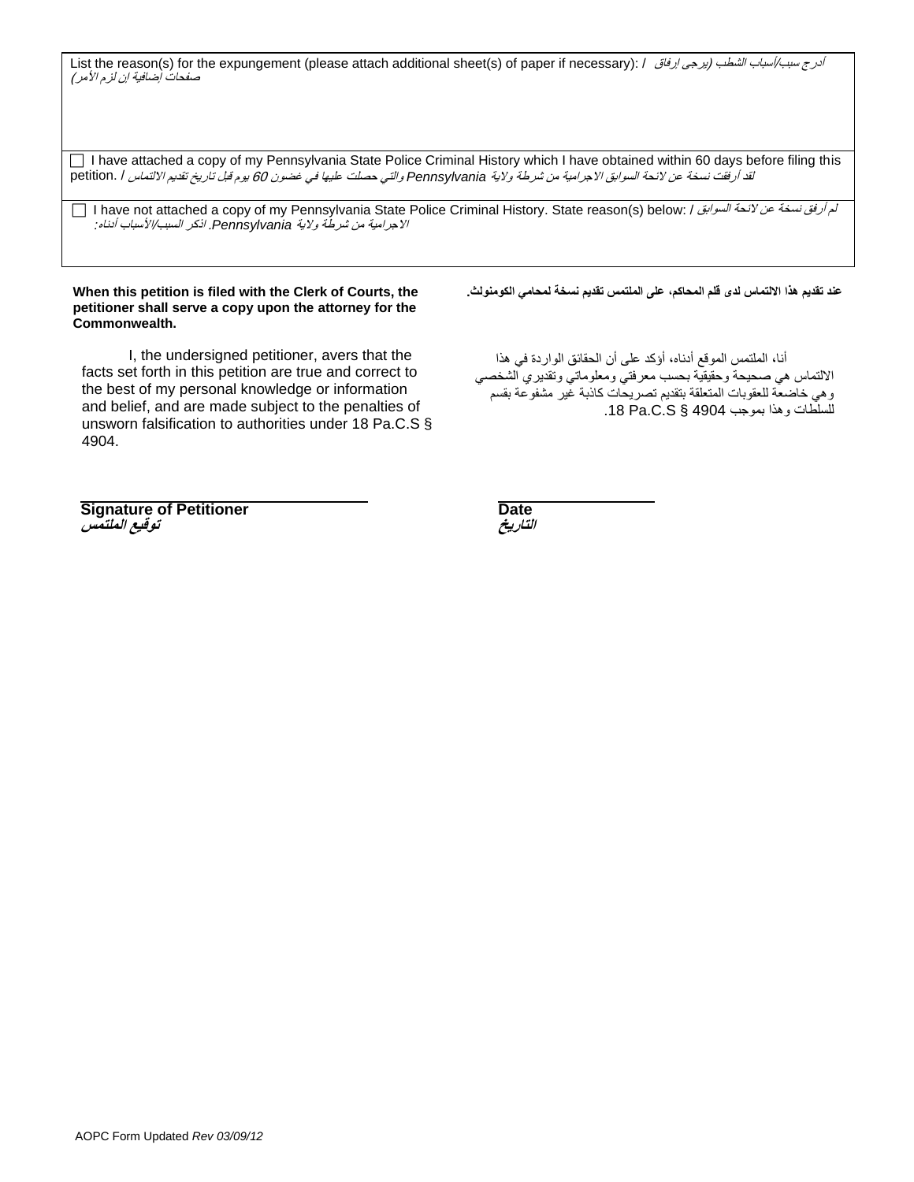List the reason(s) for the expungement (please attach additional sheet(s) of paper if necessary): / أدرج سبب/أسباب الشطب (يرجى إرفاق صفحات إضافية إن لزم الأمر)

☐ I have attached a copy of my Pennsylvania State Police Criminal History which I have obtained within 60 days before filing this petition. / لقد أرفقت نسخة عن لائحة السوابق الاجرامية من شرطة ولاية Pennsylvania والتي حصلت عليها في غضون 60 يوم قبل تاريخ تقديم الالتماس

☐ I have not attached a copy of my Pennsylvania State Police Criminal History. State reason(s) below: / لم أرفق نسخة عن لائحة السوابق الاجرامية من شرطة ولاية Pennsylvania. اذكر السبب/الأسباب أدناه:

**When this petition is filed with the Clerk of Courts, the petitioner shall serve a copy upon the attorney for the Commonwealth.**

**عند تقديم هذا الالتماس لدى قلم المحاكم، على الملتمس تقديم نسخة لمحامي الكومنولث.**

I, the undersigned petitioner, avers that the facts set forth in this petition are true and correct to the best of my personal knowledge or information and belief, and are made subject to the penalties of unsworn falsification to authorities under 18 Pa.C.S § 4904.

أنا، الملتمس الموقع أدناه، أؤكد على أن الحقائق الواردة في هذا الالتماس هي صحيحة وحقيقية بحسب معرفتي ومعلوماتي وتقديري الشخصي وهي خاضعة للعقوبات المتعلقة بتقديم تصريحات كاذبة غير مشفوعة بقسم للسلطات وهذا بموجب 18 Pa.C.S § 4904.

**Signature of Petitioner**
***توقيع الملتمس***

**Date**
***التاريخ***

AOPC Form Updated *Rev 03/09/12*